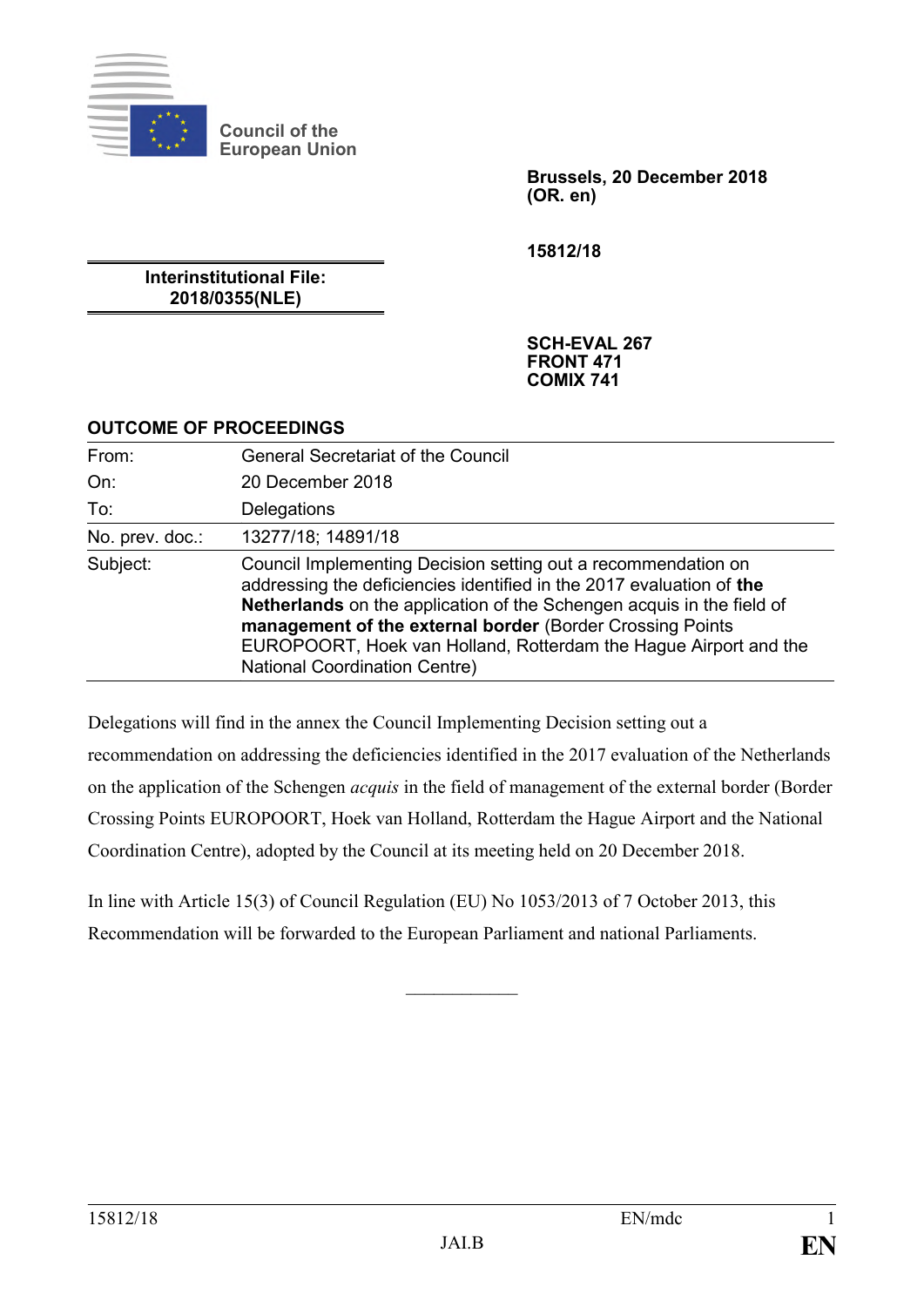Council of the European Union

**Brussels, 20 December 2018**
**(OR. en)**

**15812/18**

**Interinstitutional File:**
**2018/0355(NLE)**

**SCH-EVAL 267**
**FRONT 471**
**COMIX 741**

## OUTCOME OF PROCEEDINGS

| | |
|---|---|
| From: | General Secretariat of the Council |
| On: | 20 December 2018 |
| To: | Delegations |
| No. prev. doc.: | 13277/18; 14891/18 |
| Subject: | Council Implementing Decision setting out a recommendation on addressing the deficiencies identified in the 2017 evaluation of **the Netherlands** on the application of the Schengen acquis in the field of **management of the external border** (Border Crossing Points EUROPOORT, Hoek van Holland, Rotterdam the Hague Airport and the National Coordination Centre) |

Delegations will find in the annex the Council Implementing Decision setting out a recommendation on addressing the deficiencies identified in the 2017 evaluation of the Netherlands on the application of the Schengen *acquis* in the field of management of the external border (Border Crossing Points EUROPOORT, Hoek van Holland, Rotterdam the Hague Airport and the National Coordination Centre), adopted by the Council at its meeting held on 20 December 2018.

In line with Article 15(3) of Council Regulation (EU) No 1053/2013 of 7 October 2013, this Recommendation will be forwarded to the European Parliament and national Parliaments.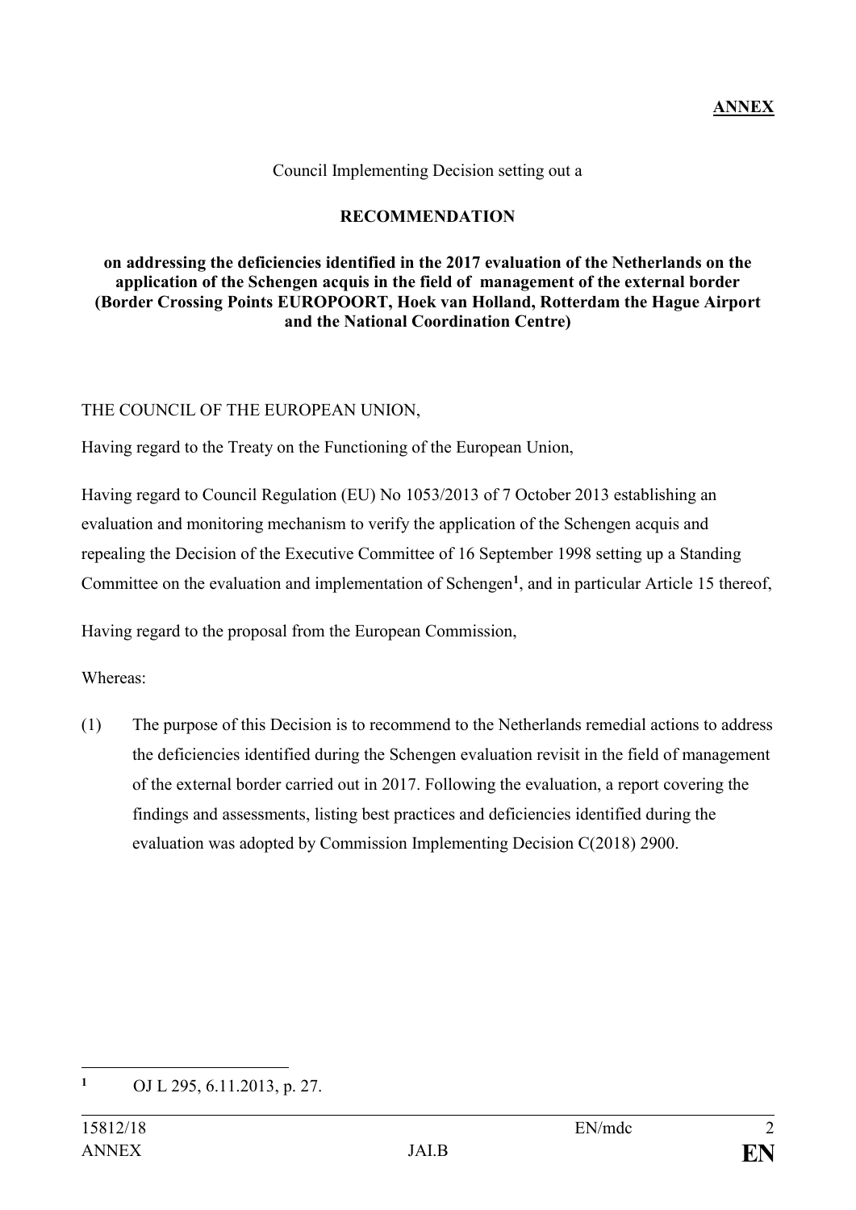**ANNEX**

Council Implementing Decision setting out a

**RECOMMENDATION**

**on addressing the deficiencies identified in the 2017 evaluation of the Netherlands on the application of the Schengen acquis in the field of management of the external border (Border Crossing Points EUROPOORT, Hoek van Holland, Rotterdam the Hague Airport and the National Coordination Centre)**

THE COUNCIL OF THE EUROPEAN UNION,

Having regard to the Treaty on the Functioning of the European Union,

Having regard to Council Regulation (EU) No 1053/2013 of 7 October 2013 establishing an evaluation and monitoring mechanism to verify the application of the Schengen acquis and repealing the Decision of the Executive Committee of 16 September 1998 setting up a Standing Committee on the evaluation and implementation of Schengen[1], and in particular Article 15 thereof,

Having regard to the proposal from the European Commission,

Whereas:

(1) The purpose of this Decision is to recommend to the Netherlands remedial actions to address the deficiencies identified during the Schengen evaluation revisit in the field of management of the external border carried out in 2017. Following the evaluation, a report covering the findings and assessments, listing best practices and deficiencies identified during the evaluation was adopted by Commission Implementing Decision C(2018) 2900.

[1] OJ L 295, 6.11.2013, p. 27.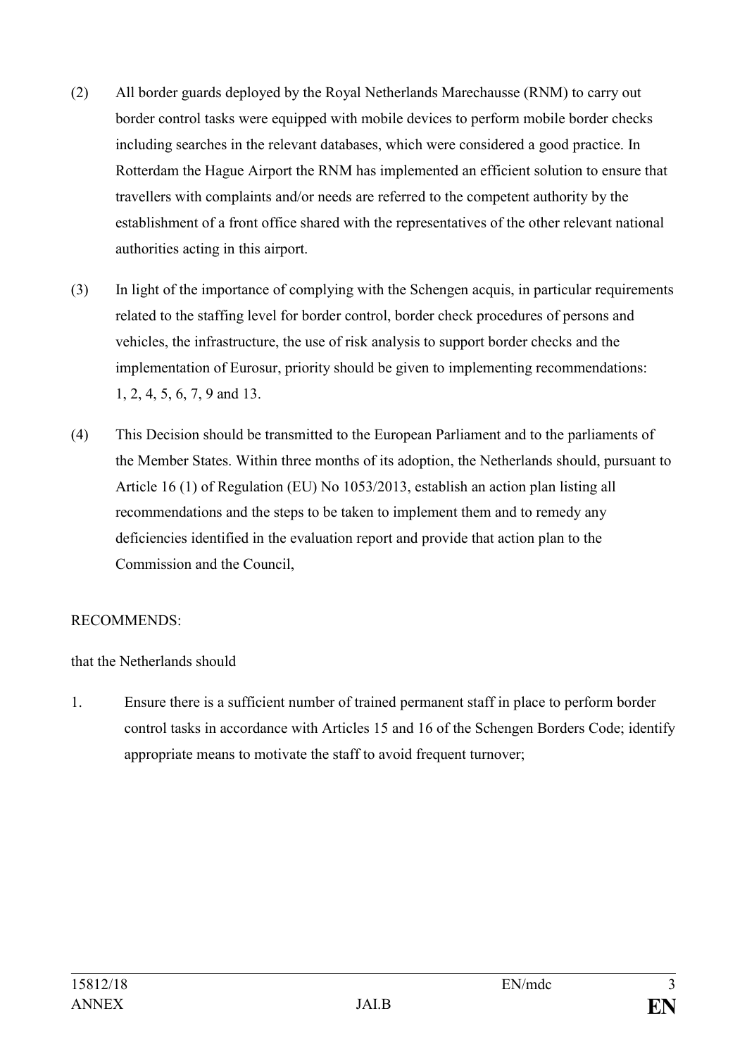(2) All border guards deployed by the Royal Netherlands Marechausse (RNM) to carry out border control tasks were equipped with mobile devices to perform mobile border checks including searches in the relevant databases, which were considered a good practice. In Rotterdam the Hague Airport the RNM has implemented an efficient solution to ensure that travellers with complaints and/or needs are referred to the competent authority by the establishment of a front office shared with the representatives of the other relevant national authorities acting in this airport.

(3) In light of the importance of complying with the Schengen acquis, in particular requirements related to the staffing level for border control, border check procedures of persons and vehicles, the infrastructure, the use of risk analysis to support border checks and the implementation of Eurosur, priority should be given to implementing recommendations: 1, 2, 4, 5, 6, 7, 9 and 13.

(4) This Decision should be transmitted to the European Parliament and to the parliaments of the Member States. Within three months of its adoption, the Netherlands should, pursuant to Article 16 (1) of Regulation (EU) No 1053/2013, establish an action plan listing all recommendations and the steps to be taken to implement them and to remedy any deficiencies identified in the evaluation report and provide that action plan to the Commission and the Council,

RECOMMENDS:

that the Netherlands should

1. Ensure there is a sufficient number of trained permanent staff in place to perform border control tasks in accordance with Articles 15 and 16 of the Schengen Borders Code; identify appropriate means to motivate the staff to avoid frequent turnover;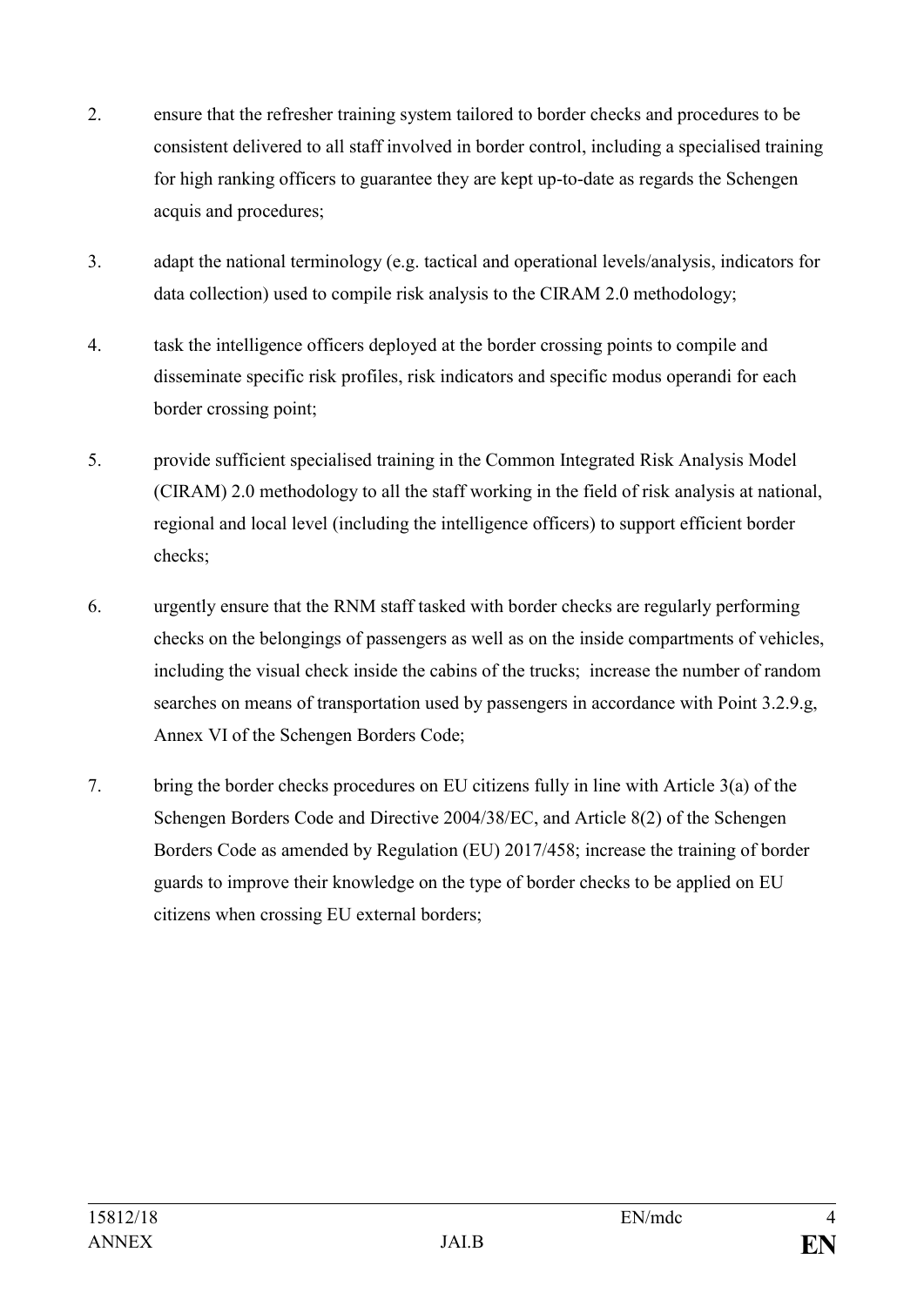2. ensure that the refresher training system tailored to border checks and procedures to be consistent delivered to all staff involved in border control, including a specialised training for high ranking officers to guarantee they are kept up-to-date as regards the Schengen acquis and procedures;

3. adapt the national terminology (e.g. tactical and operational levels/analysis, indicators for data collection) used to compile risk analysis to the CIRAM 2.0 methodology;

4. task the intelligence officers deployed at the border crossing points to compile and disseminate specific risk profiles, risk indicators and specific modus operandi for each border crossing point;

5. provide sufficient specialised training in the Common Integrated Risk Analysis Model (CIRAM) 2.0 methodology to all the staff working in the field of risk analysis at national, regional and local level (including the intelligence officers) to support efficient border checks;

6. urgently ensure that the RNM staff tasked with border checks are regularly performing checks on the belongings of passengers as well as on the inside compartments of vehicles, including the visual check inside the cabins of the trucks; increase the number of random searches on means of transportation used by passengers in accordance with Point 3.2.9.g, Annex VI of the Schengen Borders Code;

7. bring the border checks procedures on EU citizens fully in line with Article 3(a) of the Schengen Borders Code and Directive 2004/38/EC, and Article 8(2) of the Schengen Borders Code as amended by Regulation (EU) 2017/458; increase the training of border guards to improve their knowledge on the type of border checks to be applied on EU citizens when crossing EU external borders;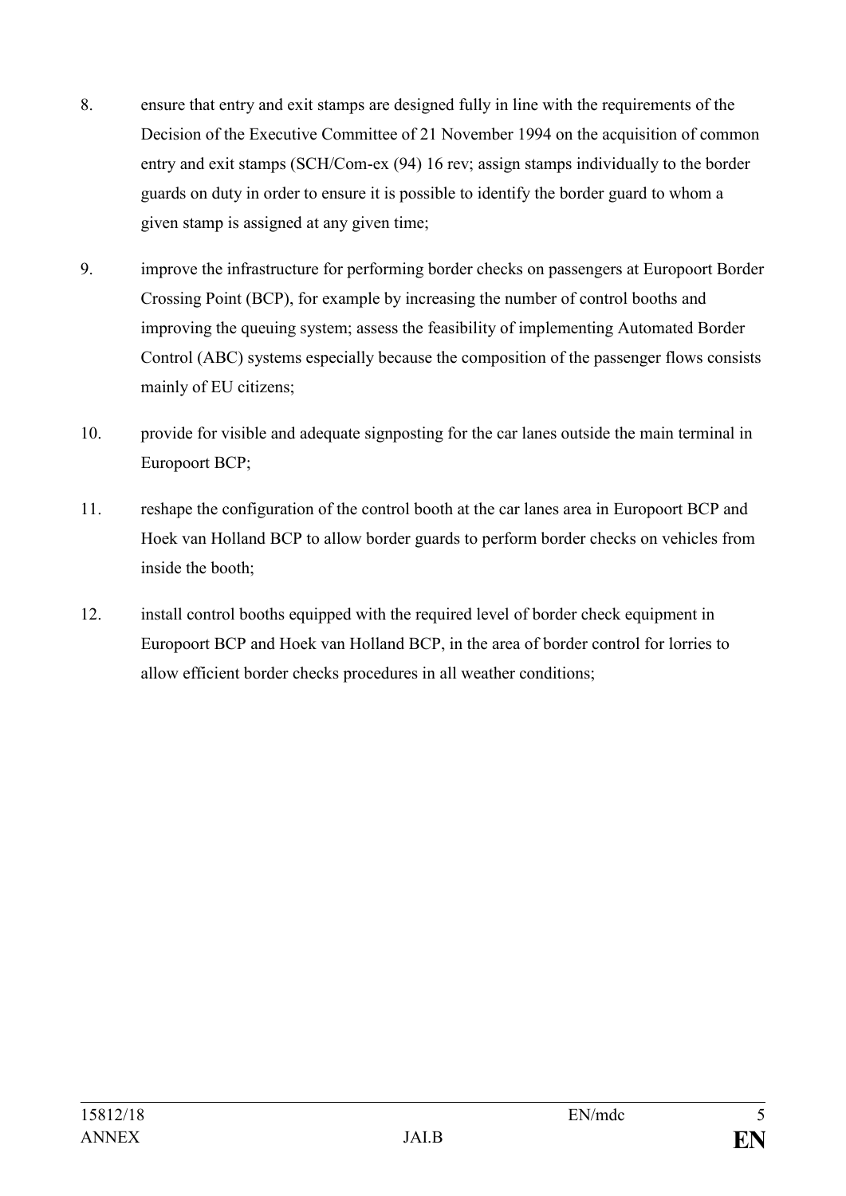8. ensure that entry and exit stamps are designed fully in line with the requirements of the Decision of the Executive Committee of 21 November 1994 on the acquisition of common entry and exit stamps (SCH/Com-ex (94) 16 rev; assign stamps individually to the border guards on duty in order to ensure it is possible to identify the border guard to whom a given stamp is assigned at any given time;

9. improve the infrastructure for performing border checks on passengers at Europoort Border Crossing Point (BCP), for example by increasing the number of control booths and improving the queuing system; assess the feasibility of implementing Automated Border Control (ABC) systems especially because the composition of the passenger flows consists mainly of EU citizens;

10. provide for visible and adequate signposting for the car lanes outside the main terminal in Europoort BCP;

11. reshape the configuration of the control booth at the car lanes area in Europoort BCP and Hoek van Holland BCP to allow border guards to perform border checks on vehicles from inside the booth;

12. install control booths equipped with the required level of border check equipment in Europoort BCP and Hoek van Holland BCP, in the area of border control for lorries to allow efficient border checks procedures in all weather conditions;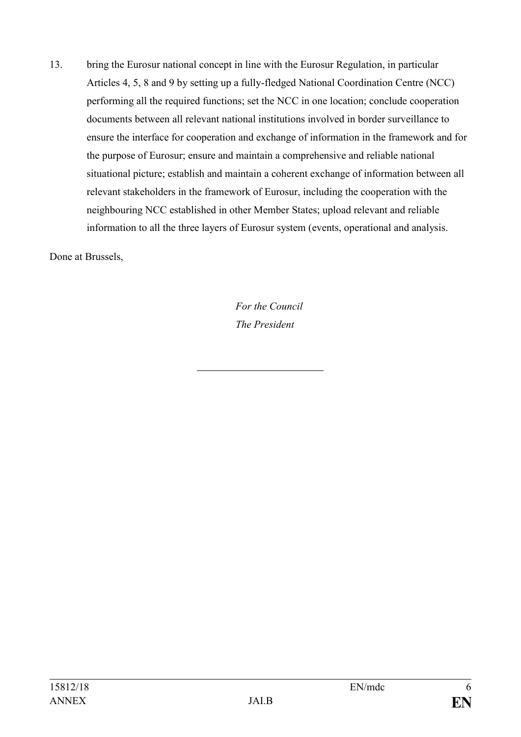13. bring the Eurosur national concept in line with the Eurosur Regulation, in particular Articles 4, 5, 8 and 9 by setting up a fully-fledged National Coordination Centre (NCC) performing all the required functions; set the NCC in one location; conclude cooperation documents between all relevant national institutions involved in border surveillance to ensure the interface for cooperation and exchange of information in the framework and for the purpose of Eurosur; ensure and maintain a comprehensive and reliable national situational picture; establish and maintain a coherent exchange of information between all relevant stakeholders in the framework of Eurosur, including the cooperation with the neighbouring NCC established in other Member States; upload relevant and reliable information to all the three layers of Eurosur system (events, operational and analysis.

Done at Brussels,

*For the Council*
*The President*